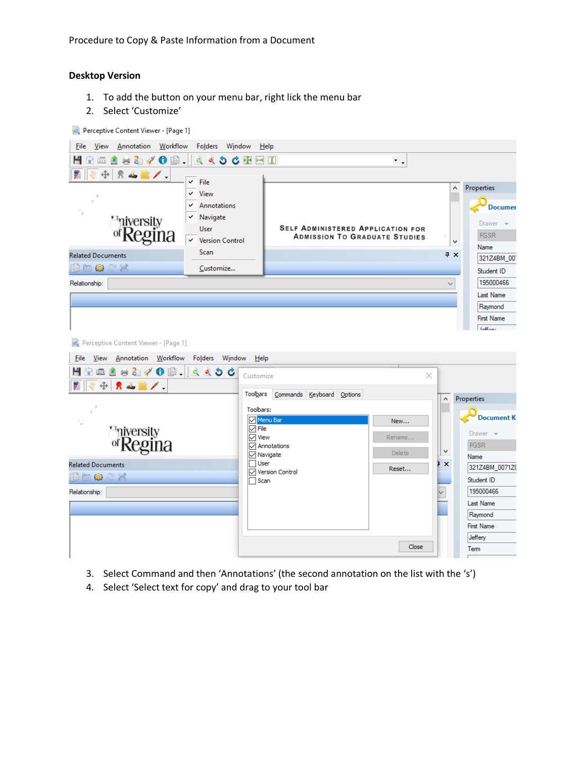Procedure to Copy & Paste Information from a Document

## Desktop Version

1. To add the button on your menu bar, right lick the menu bar
2. Select 'Customize'

3. Select Command and then 'Annotations' (the second annotation on the list with the 's')
4. Select 'Select text for copy' and drag to your tool bar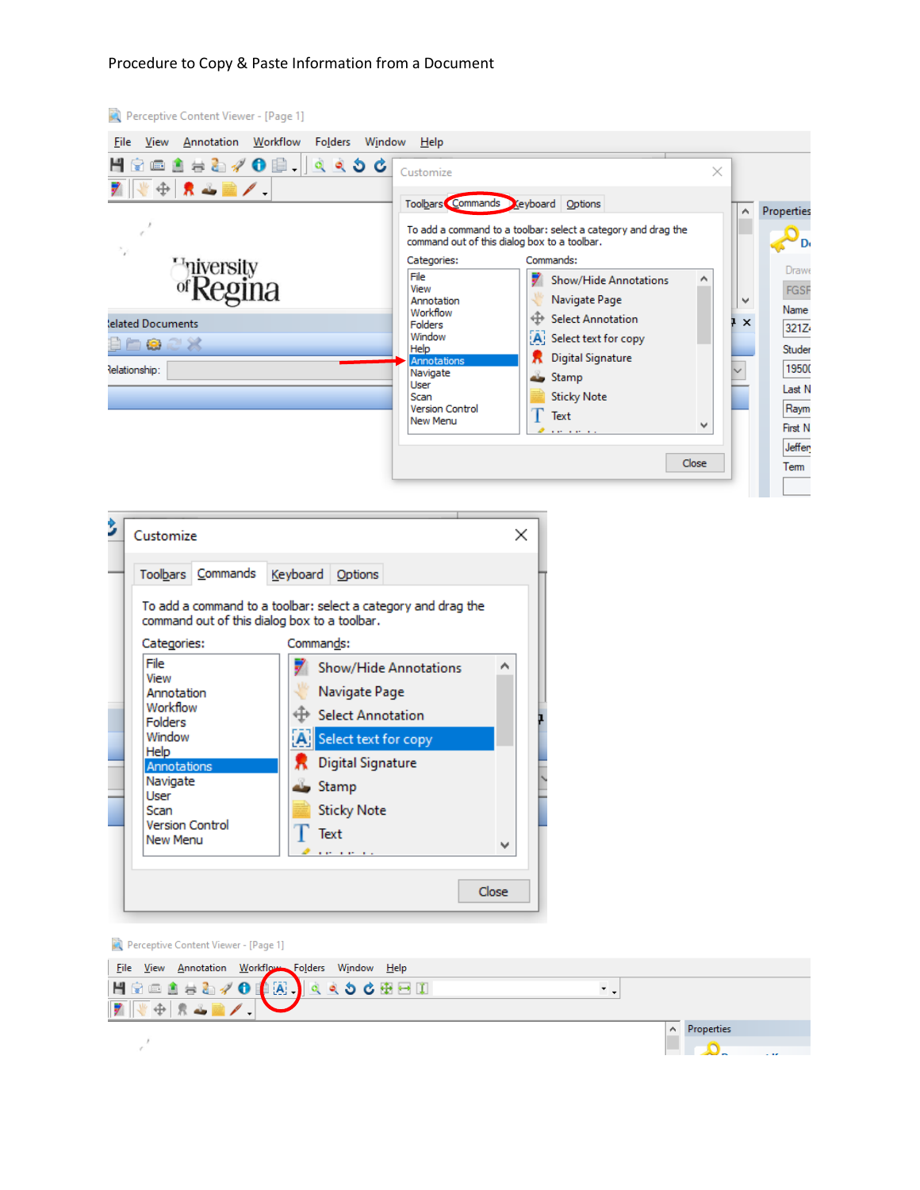Procedure to Copy & Paste Information from a Document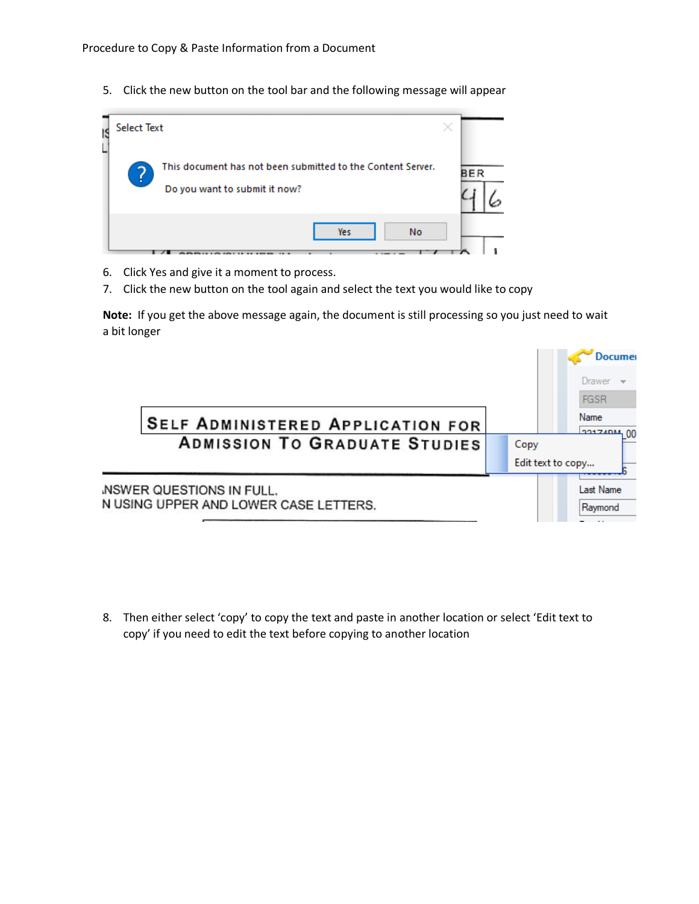5. Click the new button on the tool bar and the following message will appear

6. Click Yes and give it a moment to process.
7. Click the new button on the tool again and select the text you would like to copy

**Note:** If you get the above message again, the document is still processing so you just need to wait a bit longer

8. Then either select 'copy' to copy the text and paste in another location or select 'Edit text to copy' if you need to edit the text before copying to another location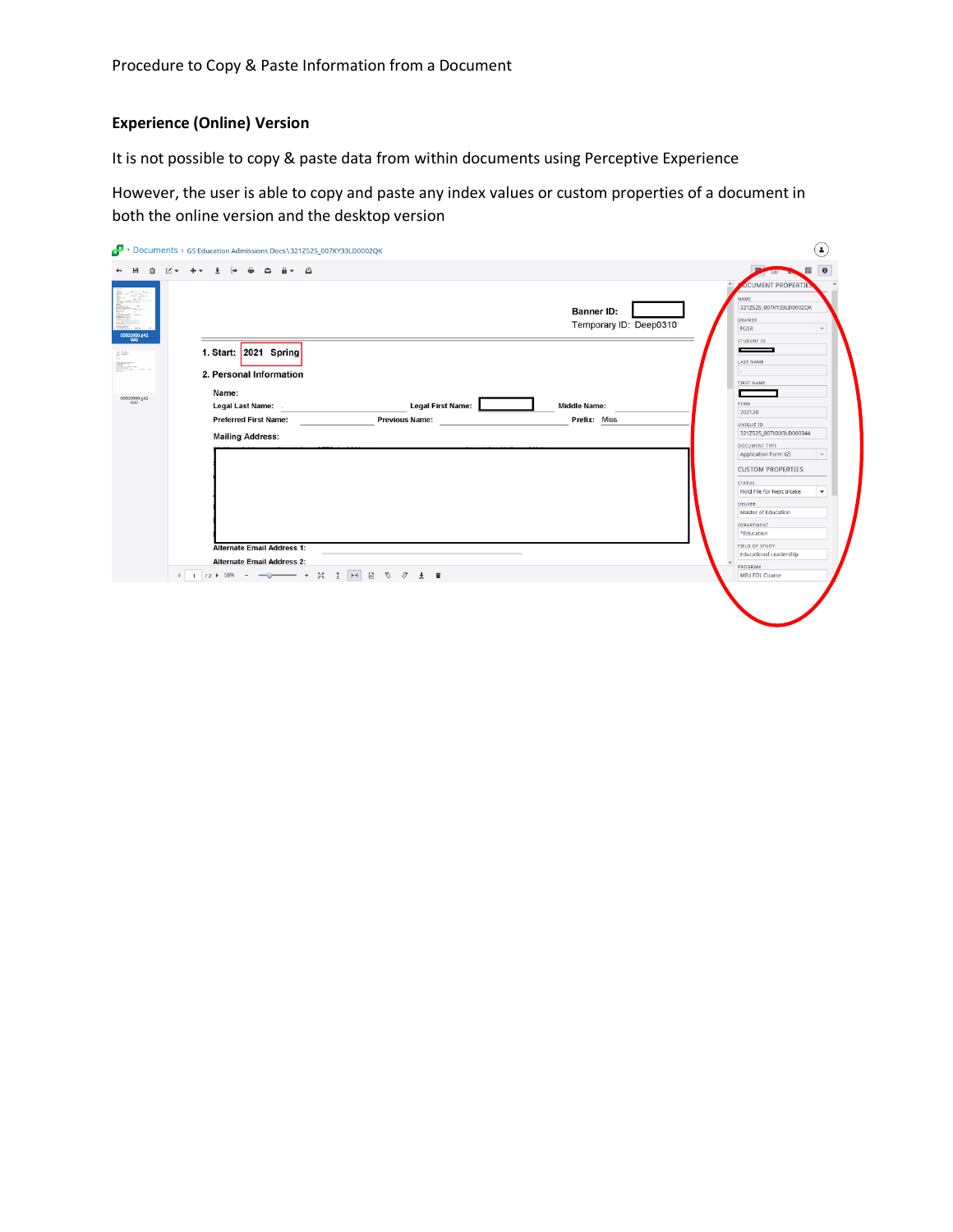Procedure to Copy & Paste Information from a Document

**Experience (Online) Version**

It is not possible to copy & paste data from within documents using Perceptive Experience

However, the user is able to copy and paste any index values or custom properties of a document in both the online version and the desktop version